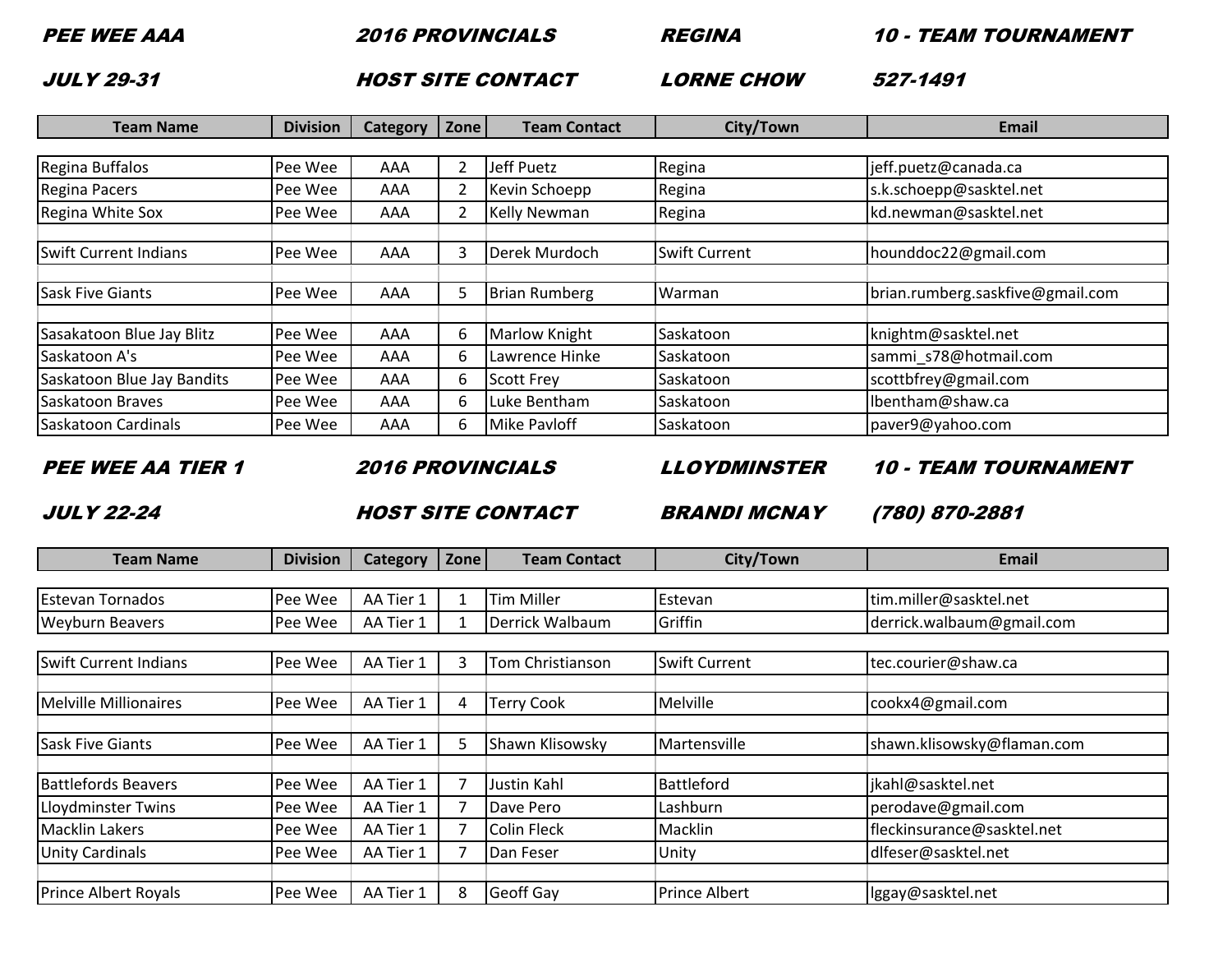**PEE WEE AAA** | **2016 PROVINCIALS** | **REGINA** | **10 - TEAM TOURNAMENT**

**JULY 29-31** | **HOST SITE CONTACT** | **LORNE CHOW** | **527-1491**

| Team Name | Division | Category | Zone | Team Contact | City/Town | Email |
|---|---|---|---|---|---|---|
| Regina Buffalos | Pee Wee | AAA | 2 | Jeff Puetz | Regina | jeff.puetz@canada.ca |
| Regina Pacers | Pee Wee | AAA | 2 | Kevin Schoepp | Regina | s.k.schoepp@sasktel.net |
| Regina White Sox | Pee Wee | AAA | 2 | Kelly Newman | Regina | kd.newman@sasktel.net |
| Swift Current Indians | Pee Wee | AAA | 3 | Derek Murdoch | Swift Current | hounddoc22@gmail.com |
| Sask Five Giants | Pee Wee | AAA | 5 | Brian Rumberg | Warman | brian.rumberg.saskfive@gmail.com |
| Sasakatoon Blue Jay Blitz | Pee Wee | AAA | 6 | Marlow Knight | Saskatoon | knightm@sasktel.net |
| Saskatoon A's | Pee Wee | AAA | 6 | Lawrence Hinke | Saskatoon | sammi_s78@hotmail.com |
| Saskatoon Blue Jay Bandits | Pee Wee | AAA | 6 | Scott Frey | Saskatoon | scottbfrey@gmail.com |
| Saskatoon Braves | Pee Wee | AAA | 6 | Luke Bentham | Saskatoon | lbentham@shaw.ca |
| Saskatoon Cardinals | Pee Wee | AAA | 6 | Mike Pavloff | Saskatoon | paver9@yahoo.com |

**PEE WEE AA TIER 1** | **2016 PROVINCIALS** | **LLOYDMINSTER** | **10 - TEAM TOURNAMENT**

**JULY 22-24** | **HOST SITE CONTACT** | **BRANDI MCNAY** | **(780) 870-2881**

| Team Name | Division | Category | Zone | Team Contact | City/Town | Email |
|---|---|---|---|---|---|---|
| Estevan Tornados | Pee Wee | AA Tier 1 | 1 | Tim Miller | Estevan | tim.miller@sasktel.net |
| Weyburn Beavers | Pee Wee | AA Tier 1 | 1 | Derrick Walbaum | Griffin | derrick.walbaum@gmail.com |
| Swift Current Indians | Pee Wee | AA Tier 1 | 3 | Tom Christianson | Swift Current | tec.courier@shaw.ca |
| Melville Millionaires | Pee Wee | AA Tier 1 | 4 | Terry Cook | Melville | cookx4@gmail.com |
| Sask Five Giants | Pee Wee | AA Tier 1 | 5 | Shawn Klisowsky | Martensville | shawn.klisowsky@flaman.com |
| Battlefords Beavers | Pee Wee | AA Tier 1 | 7 | Justin Kahl | Battleford | jkahl@sasktel.net |
| Lloydminster Twins | Pee Wee | AA Tier 1 | 7 | Dave Pero | Lashburn | perodave@gmail.com |
| Macklin Lakers | Pee Wee | AA Tier 1 | 7 | Colin Fleck | Macklin | fleckinsurance@sasktel.net |
| Unity Cardinals | Pee Wee | AA Tier 1 | 7 | Dan Feser | Unity | dlfeser@sasktel.net |
| Prince Albert Royals | Pee Wee | AA Tier 1 | 8 | Geoff Gay | Prince Albert | lggay@sasktel.net |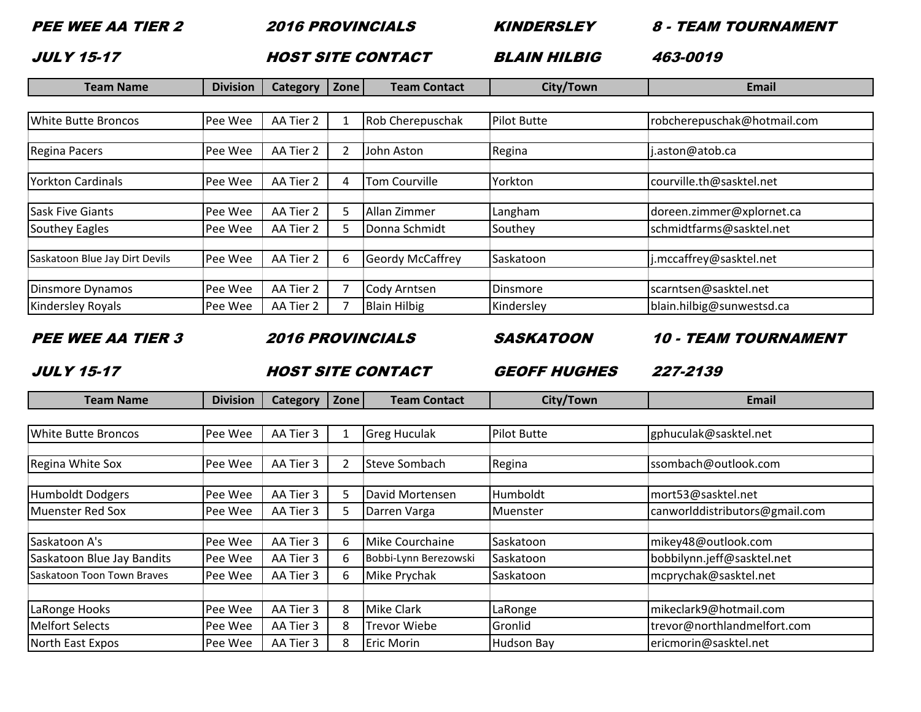**PEE WEE AA TIER 2 | 2016 PROVINCIALS | KINDERSLEY | 8 - TEAM TOURNAMENT**

**JULY 15-17 | HOST SITE CONTACT | BLAIN HILBIG | 463-0019**

| Team Name | Division | Category | Zone | Team Contact | City/Town | Email |
|---|---|---|---|---|---|---|
| White Butte Broncos | Pee Wee | AA Tier 2 | 1 | Rob Cherepuschak | Pilot Butte | robcherepuschak@hotmail.com |
| Regina Pacers | Pee Wee | AA Tier 2 | 2 | John Aston | Regina | j.aston@atob.ca |
| Yorkton Cardinals | Pee Wee | AA Tier 2 | 4 | Tom Courville | Yorkton | courville.th@sasktel.net |
| Sask Five Giants | Pee Wee | AA Tier 2 | 5 | Allan Zimmer | Langham | doreen.zimmer@xplornet.ca |
| Southey Eagles | Pee Wee | AA Tier 2 | 5 | Donna Schmidt | Southey | schmidtfarms@sasktel.net |
| Saskatoon Blue Jay Dirt Devils | Pee Wee | AA Tier 2 | 6 | Geordy McCaffrey | Saskatoon | j.mccaffrey@sasktel.net |
| Dinsmore Dynamos | Pee Wee | AA Tier 2 | 7 | Cody Arntsen | Dinsmore | scarntsen@sasktel.net |
| Kindersley Royals | Pee Wee | AA Tier 2 | 7 | Blain Hilbig | Kindersley | blain.hilbig@sunwestsd.ca |

**PEE WEE AA TIER 3 | 2016 PROVINCIALS | SASKATOON | 10 - TEAM TOURNAMENT**

**JULY 15-17 | HOST SITE CONTACT | GEOFF HUGHES | 227-2139**

| Team Name | Division | Category | Zone | Team Contact | City/Town | Email |
|---|---|---|---|---|---|---|
| White Butte Broncos | Pee Wee | AA Tier 3 | 1 | Greg Huculak | Pilot Butte | gphuculak@sasktel.net |
| Regina White Sox | Pee Wee | AA Tier 3 | 2 | Steve Sombach | Regina | ssombach@outlook.com |
| Humboldt Dodgers | Pee Wee | AA Tier 3 | 5 | David Mortensen | Humboldt | mort53@sasktel.net |
| Muenster Red Sox | Pee Wee | AA Tier 3 | 5 | Darren Varga | Muenster | canworlddistributors@gmail.com |
| Saskatoon A's | Pee Wee | AA Tier 3 | 6 | Mike Courchaine | Saskatoon | mikey48@outlook.com |
| Saskatoon Blue Jay Bandits | Pee Wee | AA Tier 3 | 6 | Bobbi-Lynn Berezowski | Saskatoon | bobbilynn.jeff@sasktel.net |
| Saskatoon Toon Town Braves | Pee Wee | AA Tier 3 | 6 | Mike Prychak | Saskatoon | mcprychak@sasktel.net |
| LaRonge Hooks | Pee Wee | AA Tier 3 | 8 | Mike Clark | LaRonge | mikeclark9@hotmail.com |
| Melfort Selects | Pee Wee | AA Tier 3 | 8 | Trevor Wiebe | Gronlid | trevor@northlandmelfort.com |
| North East Expos | Pee Wee | AA Tier 3 | 8 | Eric Morin | Hudson Bay | ericmorin@sasktel.net |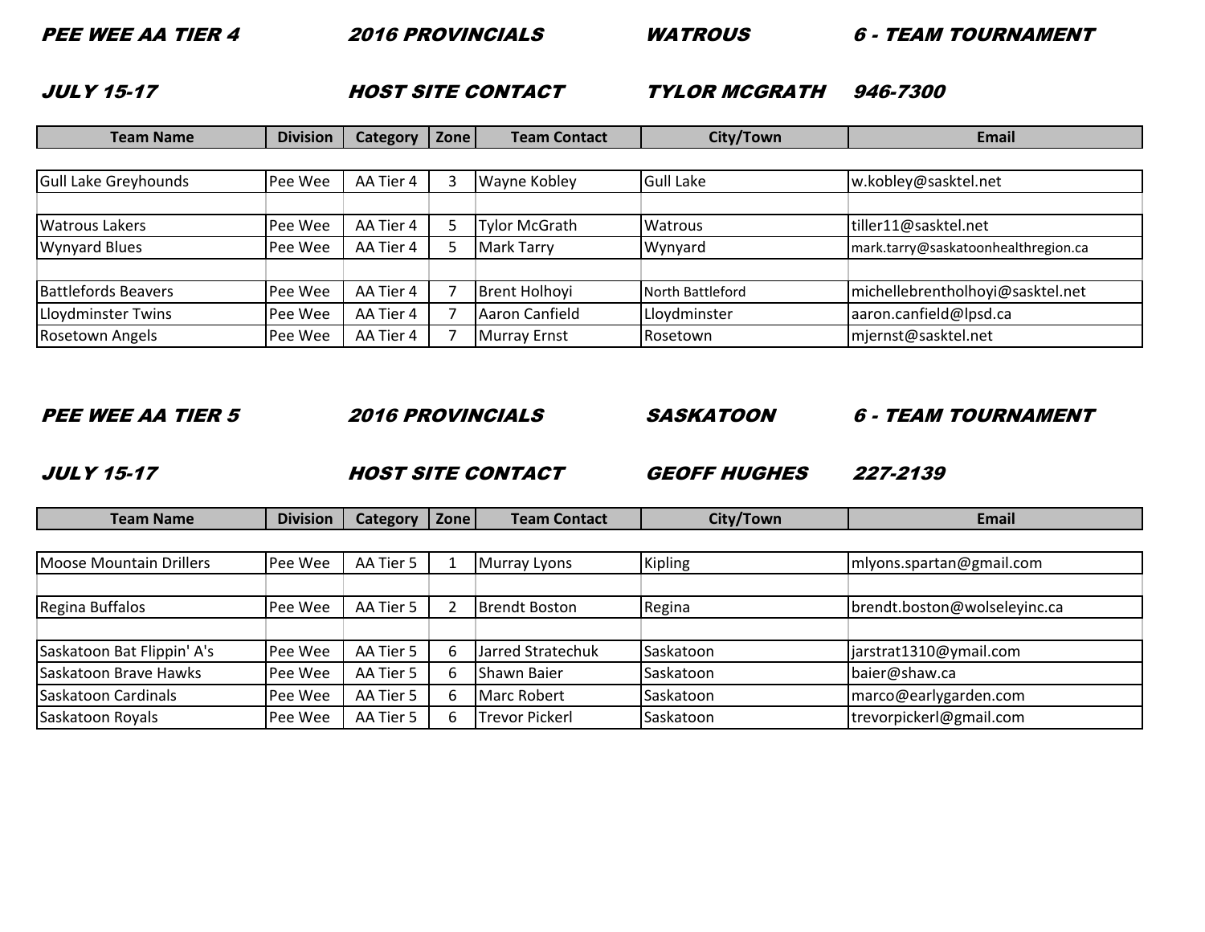***PEE WEE AA TIER 4 2016 PROVINCIALS WATROUS 6 - TEAM TOURNAMENT***

***JULY 15-17 HOST SITE CONTACT TYLOR MCGRATH 946-7300***

| Team Name | Division | Category | Zone | Team Contact | City/Town | Email |
|---|---|---|---|---|---|---|
| Gull Lake Greyhounds | Pee Wee | AA Tier 4 | 3 | Wayne Kobley | Gull Lake | w.kobley@sasktel.net |
| | | | | | | |
| Watrous Lakers | Pee Wee | AA Tier 4 | 5 | Tylor McGrath | Watrous | tiller11@sasktel.net |
| Wynyard Blues | Pee Wee | AA Tier 4 | 5 | Mark Tarry | Wynyard | mark.tarry@saskatoonhealthregion.ca |
| | | | | | | |
| Battlefords Beavers | Pee Wee | AA Tier 4 | 7 | Brent Holhoyi | North Battleford | michellebrentholhoyi@sasktel.net |
| Lloydminster Twins | Pee Wee | AA Tier 4 | 7 | Aaron Canfield | Lloydminster | aaron.canfield@lpsd.ca |
| Rosetown Angels | Pee Wee | AA Tier 4 | 7 | Murray Ernst | Rosetown | mjernst@sasktel.net |

***PEE WEE AA TIER 5 2016 PROVINCIALS SASKATOON 6 - TEAM TOURNAMENT***

***JULY 15-17 HOST SITE CONTACT GEOFF HUGHES 227-2139***

| Team Name | Division | Category | Zone | Team Contact | City/Town | Email |
|---|---|---|---|---|---|---|
| Moose Mountain Drillers | Pee Wee | AA Tier 5 | 1 | Murray Lyons | Kipling | mlyons.spartan@gmail.com |
| | | | | | | |
| Regina Buffalos | Pee Wee | AA Tier 5 | 2 | Brendt Boston | Regina | brendt.boston@wolseleyinc.ca |
| | | | | | | |
| Saskatoon Bat Flippin' A's | Pee Wee | AA Tier 5 | 6 | Jarred Stratechuk | Saskatoon | jarstrat1310@ymail.com |
| Saskatoon Brave Hawks | Pee Wee | AA Tier 5 | 6 | Shawn Baier | Saskatoon | baier@shaw.ca |
| Saskatoon Cardinals | Pee Wee | AA Tier 5 | 6 | Marc Robert | Saskatoon | marco@earlygarden.com |
| Saskatoon Royals | Pee Wee | AA Tier 5 | 6 | Trevor Pickerl | Saskatoon | trevorpickerl@gmail.com |